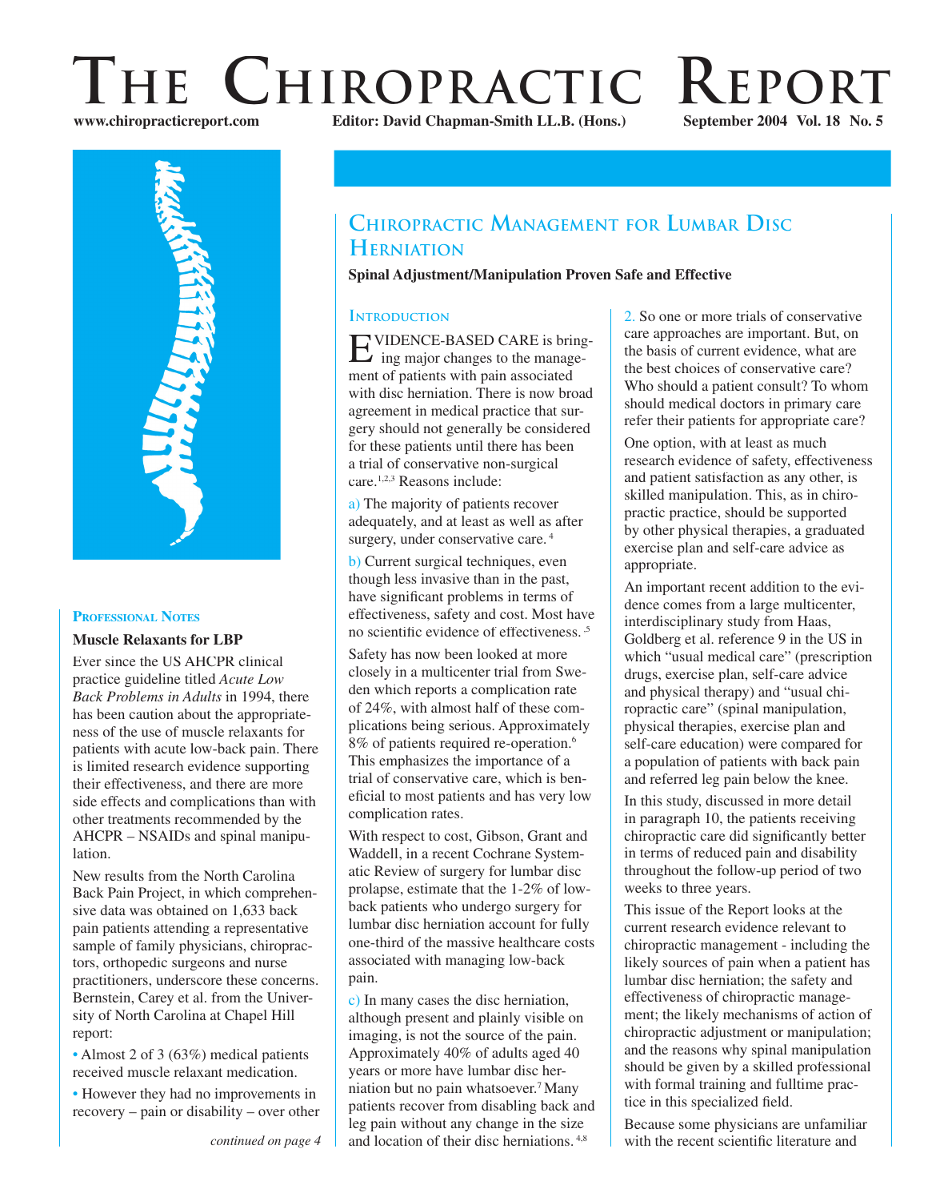# The Chiropractic Report

www.chiropracticreport.com — Editor: David Chapman-Smith LL.B. (Hons.) — September 2004 Vol. 18 No. 5

## Chiropractic Management for Lumbar Disc Herniation

**Spinal Adjustment/Manipulation Proven Safe and Effective**

### Introduction

EVIDENCE-BASED CARE is bringing major changes to the management of patients with pain associated with disc herniation. There is now broad agreement in medical practice that surgery should not generally be considered for these patients until there has been a trial of conservative non-surgical care.[1,2,3] Reasons include:

a) The majority of patients recover adequately, and at least as well as after surgery, under conservative care.[4]

b) Current surgical techniques, even though less invasive than in the past, have significant problems in terms of effectiveness, safety and cost. Most have no scientific evidence of effectiveness.[5]

Safety has now been looked at more closely in a multicenter trial from Sweden which reports a complication rate of 24%, with almost half of these complications being serious. Approximately 8% of patients required re-operation.[6] This emphasizes the importance of a trial of conservative care, which is beneficial to most patients and has very low complication rates.

With respect to cost, Gibson, Grant and Waddell, in a recent Cochrane Systematic Review of surgery for lumbar disc prolapse, estimate that the 1-2% of low-back patients who undergo surgery for lumbar disc herniation account for fully one-third of the massive healthcare costs associated with managing low-back pain.

c) In many cases the disc herniation, although present and plainly visible on imaging, is not the source of the pain. Approximately 40% of adults aged 40 years or more have lumbar disc herniation but no pain whatsoever.[7] Many patients recover from disabling back and leg pain without any change in the size and location of their disc herniations.[4,8]

2. So one or more trials of conservative care approaches are important. But, on the basis of current evidence, what are the best choices of conservative care? Who should a patient consult? To whom should medical doctors in primary care refer their patients for appropriate care?

One option, with at least as much research evidence of safety, effectiveness and patient satisfaction as any other, is skilled manipulation. This, as in chiropractic practice, should be supported by other physical therapies, a graduated exercise plan and self-care advice as appropriate.

An important recent addition to the evidence comes from a large multicenter, interdisciplinary study from Haas, Goldberg et al. reference 9 in the US in which "usual medical care" (prescription drugs, exercise plan, self-care advice and physical therapy) and "usual chiropractic care" (spinal manipulation, physical therapies, exercise plan and self-care education) were compared for a population of patients with back pain and referred leg pain below the knee.

In this study, discussed in more detail in paragraph 10, the patients receiving chiropractic care did significantly better in terms of reduced pain and disability throughout the follow-up period of two weeks to three years.

This issue of the Report looks at the current research evidence relevant to chiropractic management - including the likely sources of pain when a patient has lumbar disc herniation; the safety and effectiveness of chiropractic management; the likely mechanisms of action of chiropractic adjustment or manipulation; and the reasons why spinal manipulation should be given by a skilled professional with formal training and fulltime practice in this specialized field.

Because some physicians are unfamiliar with the recent scientific literature and

### Professional Notes

**Muscle Relaxants for LBP**

Ever since the US AHCPR clinical practice guideline titled *Acute Low Back Problems in Adults* in 1994, there has been caution about the appropriateness of the use of muscle relaxants for patients with acute low-back pain. There is limited research evidence supporting their effectiveness, and there are more side effects and complications than with other treatments recommended by the AHCPR – NSAIDs and spinal manipulation.

New results from the North Carolina Back Pain Project, in which comprehensive data was obtained on 1,633 back pain patients attending a representative sample of family physicians, chiropractors, orthopedic surgeons and nurse practitioners, underscore these concerns. Bernstein, Carey et al. from the University of North Carolina at Chapel Hill report:

- Almost 2 of 3 (63%) medical patients received muscle relaxant medication.
- However they had no improvements in recovery – pain or disability – over other

*continued on page 4*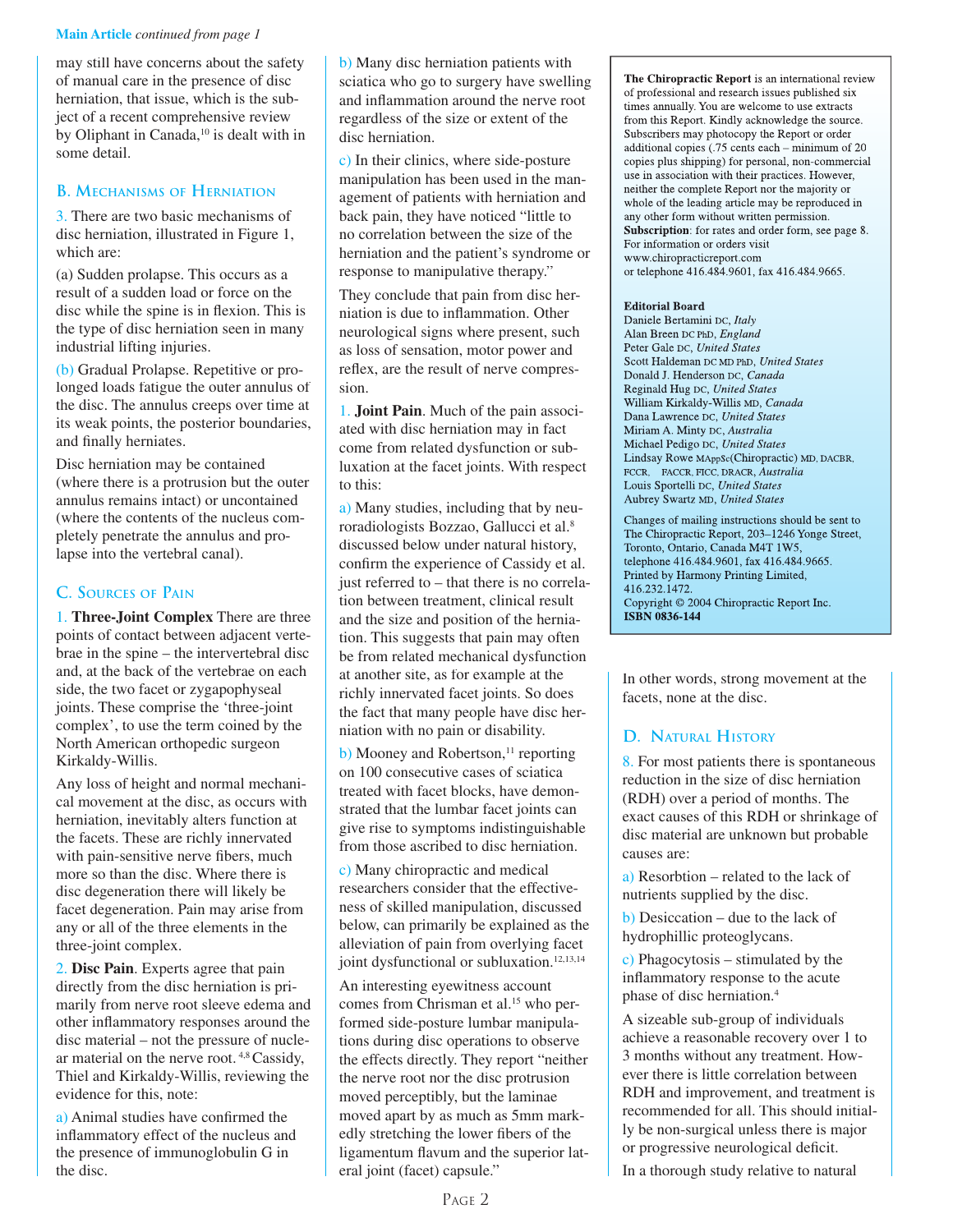*Main Article continued from page 1*

may still have concerns about the safety of manual care in the presence of disc herniation, that issue, which is the subject of a recent comprehensive review by Oliphant in Canada,[10] is dealt with in some detail.

## B. Mechanisms of Herniation

3. There are two basic mechanisms of disc herniation, illustrated in Figure 1, which are:

(a) Sudden prolapse. This occurs as a result of a sudden load or force on the disc while the spine is in flexion. This is the type of disc herniation seen in many industrial lifting injuries.

(b) Gradual Prolapse. Repetitive or prolonged loads fatigue the outer annulus of the disc. The annulus creeps over time at its weak points, the posterior boundaries, and finally herniates.

Disc herniation may be contained (where there is a protrusion but the outer annulus remains intact) or uncontained (where the contents of the nucleus completely penetrate the annulus and prolapse into the vertebral canal).

## C. Sources of Pain

1. **Three-Joint Complex** There are three points of contact between adjacent vertebrae in the spine – the intervertebral disc and, at the back of the vertebrae on each side, the two facet or zygapophyseal joints. These comprise the 'three-joint complex', to use the term coined by the North American orthopedic surgeon Kirkaldy-Willis.

Any loss of height and normal mechanical movement at the disc, as occurs with herniation, inevitably alters function at the facets. These are richly innervated with pain-sensitive nerve fibers, much more so than the disc. Where there is disc degeneration there will likely be facet degeneration. Pain may arise from any or all of the three elements in the three-joint complex.

2. **Disc Pain**. Experts agree that pain directly from the disc herniation is primarily from nerve root sleeve edema and other inflammatory responses around the disc material – not the pressure of nuclear material on the nerve root.[4,8] Cassidy, Thiel and Kirkaldy-Willis, reviewing the evidence for this, note:

a) Animal studies have confirmed the inflammatory effect of the nucleus and the presence of immunoglobulin G in the disc.

b) Many disc herniation patients with sciatica who go to surgery have swelling and inflammation around the nerve root regardless of the size or extent of the disc herniation.

c) In their clinics, where side-posture manipulation has been used in the management of patients with herniation and back pain, they have noticed "little to no correlation between the size of the herniation and the patient's syndrome or response to manipulative therapy."

They conclude that pain from disc herniation is due to inflammation. Other neurological signs where present, such as loss of sensation, motor power and reflex, are the result of nerve compression.

1. **Joint Pain**. Much of the pain associated with disc herniation may in fact come from related dysfunction or subluxation at the facet joints. With respect to this:

a) Many studies, including that by neuroradiologists Bozzao, Gallucci et al.[8] discussed below under natural history, confirm the experience of Cassidy et al. just referred to – that there is no correlation between treatment, clinical result and the size and position of the herniation. This suggests that pain may often be from related mechanical dysfunction at another site, as for example at the richly innervated facet joints. So does the fact that many people have disc herniation with no pain or disability.

b) Mooney and Robertson,[11] reporting on 100 consecutive cases of sciatica treated with facet blocks, have demonstrated that the lumbar facet joints can give rise to symptoms indistinguishable from those ascribed to disc herniation.

c) Many chiropractic and medical researchers consider that the effectiveness of skilled manipulation, discussed below, can primarily be explained as the alleviation of pain from overlying facet joint dysfunctional or subluxation.[12,13,14]

An interesting eyewitness account comes from Chrisman et al.[15] who performed side-posture lumbar manipulations during disc operations to observe the effects directly. They report "neither the nerve root nor the disc protrusion moved perceptibly, but the laminae moved apart by as much as 5mm markedly stretching the lower fibers of the ligamentum flavum and the superior lateral joint (facet) capsule."

In other words, strong movement at the facets, none at the disc.

## D. Natural History

8. For most patients there is spontaneous reduction in the size of disc herniation (RDH) over a period of months. The exact causes of this RDH or shrinkage of disc material are unknown but probable causes are:

a) Resorbtion – related to the lack of nutrients supplied by the disc.

b) Desiccation – due to the lack of hydrophillic proteoglycans.

c) Phagocytosis – stimulated by the inflammatory response to the acute phase of disc herniation.[4]

A sizeable sub-group of individuals achieve a reasonable recovery over 1 to 3 months without any treatment. However there is little correlation between RDH and improvement, and treatment is recommended for all. This should initially be non-surgical unless there is major or progressive neurological deficit.

In a thorough study relative to natural

---

**The Chiropractic Report** is an international review of professional and research issues published six times annually. You are welcome to use extracts from this Report. Kindly acknowledge the source. Subscribers may photocopy the Report or order additional copies (.75 cents each – minimum of 20 copies plus shipping) for personal, non-commercial use in association with their practices. However, neither the complete Report nor the majority or whole of the leading article may be reproduced in any other form without written permission.
**Subscription**: for rates and order form, see page 8. For information or orders visit www.chiropracticreport.com or telephone 416.484.9601, fax 416.484.9665.

**Editorial Board**
Daniele Bertamini DC, *Italy*
Alan Breen DC PhD, *England*
Peter Gale DC, *United States*
Scott Haldeman DC MD PhD, *United States*
Donald J. Henderson DC, *Canada*
Reginald Hug DC, *United States*
William Kirkaldy-Willis MD, *Canada*
Dana Lawrence DC, *United States*
Miriam A. Minty DC, *Australia*
Michael Pedigo DC, *United States*
Lindsay Rowe MAppSc(Chiropractic) MD, DACBR, FCCR, FACCR, FICC, DRACR, *Australia*
Louis Sportelli DC, *United States*
Aubrey Swartz MD, *United States*

Changes of mailing instructions should be sent to The Chiropractic Report, 203–1246 Yonge Street, Toronto, Ontario, Canada M4T 1W5, telephone 416.484.9601, fax 416.484.9665. Printed by Harmony Printing Limited, 416.232.1472.
Copyright © 2004 Chiropractic Report Inc.
**ISBN 0836-144**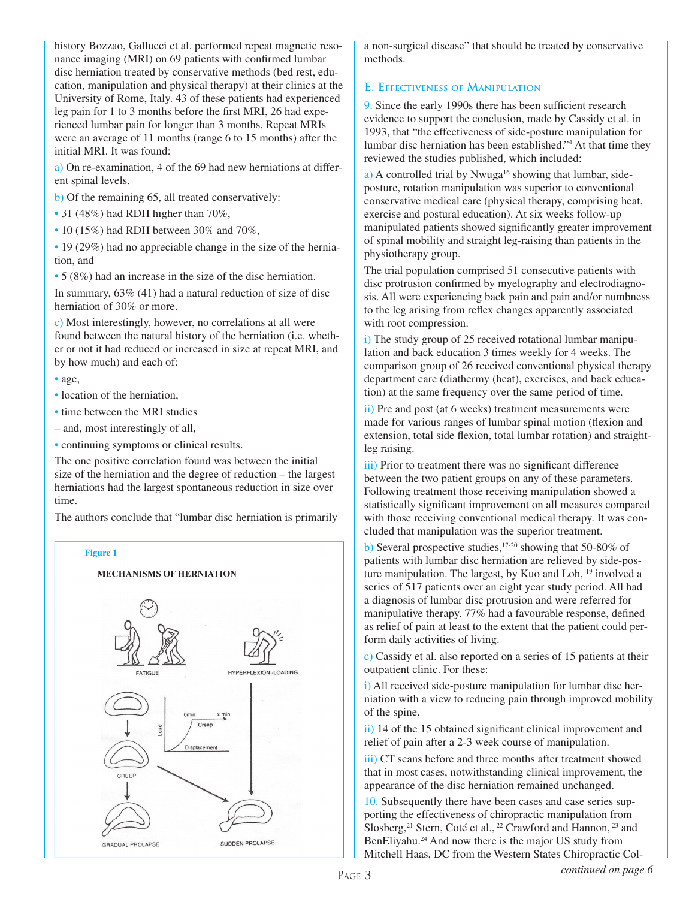history Bozzao, Gallucci et al. performed repeat magnetic resonance imaging (MRI) on 69 patients with confirmed lumbar disc herniation treated by conservative methods (bed rest, education, manipulation and physical therapy) at their clinics at the University of Rome, Italy. 43 of these patients had experienced leg pain for 1 to 3 months before the first MRI, 26 had experienced lumbar pain for longer than 3 months. Repeat MRIs were an average of 11 months (range 6 to 15 months) after the initial MRI. It was found:

a) On re-examination, 4 of the 69 had new herniations at different spinal levels.

b) Of the remaining 65, all treated conservatively:

- 31 (48%) had RDH higher than 70%,
- 10 (15%) had RDH between 30% and 70%,
- 19 (29%) had no appreciable change in the size of the herniation, and
- 5 (8%) had an increase in the size of the disc herniation.

In summary, 63% (41) had a natural reduction of size of disc herniation of 30% or more.

c) Most interestingly, however, no correlations at all were found between the natural history of the herniation (i.e. whether or not it had reduced or increased in size at repeat MRI, and by how much) and each of:

- age,
- location of the herniation,
- time between the MRI studies

– and, most interestingly of all,

- continuing symptoms or clinical results.

The one positive correlation found was between the initial size of the herniation and the degree of reduction – the largest herniations had the largest spontaneous reduction in size over time.

The authors conclude that "lumbar disc herniation is primarily a non-surgical disease" that should be treated by conservative methods.

**Figure 1**

**MECHANISMS OF HERNIATION**

FATIGUE — HYPERFLEXION-LOADING — CREEP — GRADUAL PROLAPSE — SUDDEN PROLAPSE

## E. Effectiveness of Manipulation

9. Since the early 1990s there has been sufficient research evidence to support the conclusion, made by Cassidy et al. in 1993, that "the effectiveness of side-posture manipulation for lumbar disc herniation has been established."[4] At that time they reviewed the studies published, which included:

a) A controlled trial by Nwuga[16] showing that lumbar, side-posture, rotation manipulation was superior to conventional conservative medical care (physical therapy, comprising heat, exercise and postural education). At six weeks follow-up manipulated patients showed significantly greater improvement of spinal mobility and straight leg-raising than patients in the physiotherapy group.

The trial population comprised 51 consecutive patients with disc protrusion confirmed by myelography and electrodiagnosis. All were experiencing back pain and pain and/or numbness to the leg arising from reflex changes apparently associated with root compression.

i) The study group of 25 received rotational lumbar manipulation and back education 3 times weekly for 4 weeks. The comparison group of 26 received conventional physical therapy department care (diathermy (heat), exercises, and back education) at the same frequency over the same period of time.

ii) Pre and post (at 6 weeks) treatment measurements were made for various ranges of lumbar spinal motion (flexion and extension, total side flexion, total lumbar rotation) and straight-leg raising.

iii) Prior to treatment there was no significant difference between the two patient groups on any of these parameters. Following treatment those receiving manipulation showed a statistically significant improvement on all measures compared with those receiving conventional medical therapy. It was concluded that manipulation was the superior treatment.

b) Several prospective studies,[17-20] showing that 50-80% of patients with lumbar disc herniation are relieved by side-posture manipulation. The largest, by Kuo and Loh,[19] involved a series of 517 patients over an eight year study period. All had a diagnosis of lumbar disc protrusion and were referred for manipulative therapy. 77% had a favourable response, defined as relief of pain at least to the extent that the patient could perform daily activities of living.

c) Cassidy et al. also reported on a series of 15 patients at their outpatient clinic. For these:

i) All received side-posture manipulation for lumbar disc herniation with a view to reducing pain through improved mobility of the spine.

ii) 14 of the 15 obtained significant clinical improvement and relief of pain after a 2-3 week course of manipulation.

iii) CT scans before and three months after treatment showed that in most cases, notwithstanding clinical improvement, the appearance of the disc herniation remained unchanged.

10. Subsequently there have been cases and case series supporting the effectiveness of chiropractic manipulation from Slosberg,[21] Stern, Coté et al.,[22] Crawford and Hannon,[23] and BenEliyahu.[24] And now there is the major US study from Mitchell Haas, DC from the Western States Chiropractic Col-

*continued on page 6*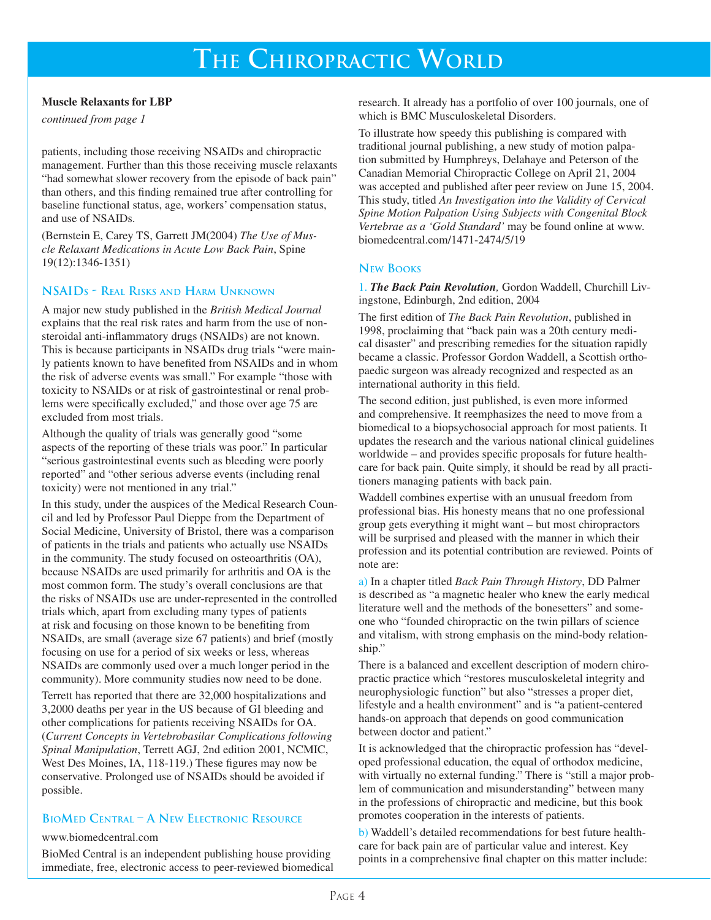### Muscle Relaxants for LBP

*continued from page 1*

patients, including those receiving NSAIDs and chiropractic management. Further than this those receiving muscle relaxants "had somewhat slower recovery from the episode of back pain" than others, and this finding remained true after controlling for baseline functional status, age, workers' compensation status, and use of NSAIDs.

(Bernstein E, Carey TS, Garrett JM(2004) *The Use of Muscle Relaxant Medications in Acute Low Back Pain*, Spine 19(12):1346-1351)

## NSAIDs - Real Risks and Harm Unknown

A major new study published in the *British Medical Journal* explains that the real risk rates and harm from the use of non-steroidal anti-inflammatory drugs (NSAIDs) are not known. This is because participants in NSAIDs drug trials "were mainly patients known to have benefited from NSAIDs and in whom the risk of adverse events was small." For example "those with toxicity to NSAIDs or at risk of gastrointestinal or renal problems were specifically excluded," and those over age 75 are excluded from most trials.

Although the quality of trials was generally good "some aspects of the reporting of these trials was poor." In particular "serious gastrointestinal events such as bleeding were poorly reported" and "other serious adverse events (including renal toxicity) were not mentioned in any trial."

In this study, under the auspices of the Medical Research Council and led by Professor Paul Dieppe from the Department of Social Medicine, University of Bristol, there was a comparison of patients in the trials and patients who actually use NSAIDs in the community. The study focused on osteoarthritis (OA), because NSAIDs are used primarily for arthritis and OA is the most common form. The study's overall conclusions are that the risks of NSAIDs use are under-represented in the controlled trials which, apart from excluding many types of patients at risk and focusing on those known to be benefiting from NSAIDs, are small (average size 67 patients) and brief (mostly focusing on use for a period of six weeks or less, whereas NSAIDs are commonly used over a much longer period in the community). More community studies now need to be done.

Terrett has reported that there are 32,000 hospitalizations and 3,2000 deaths per year in the US because of GI bleeding and other complications for patients receiving NSAIDs for OA. (*Current Concepts in Vertebrobasilar Complications following Spinal Manipulation*, Terrett AGJ, 2nd edition 2001, NCMIC, West Des Moines, IA, 118-119.) These figures may now be conservative. Prolonged use of NSAIDs should be avoided if possible.

## BioMed Central – A New Electronic Resource

www.biomedcentral.com

BioMed Central is an independent publishing house providing immediate, free, electronic access to peer-reviewed biomedical research. It already has a portfolio of over 100 journals, one of which is BMC Musculoskeletal Disorders.

To illustrate how speedy this publishing is compared with traditional journal publishing, a new study of motion palpation submitted by Humphreys, Delahaye and Peterson of the Canadian Memorial Chiropractic College on April 21, 2004 was accepted and published after peer review on June 15, 2004. This study, titled *An Investigation into the Validity of Cervical Spine Motion Palpation Using Subjects with Congenital Block Vertebrae as a 'Gold Standard'* may be found online at www.biomedcentral.com/1471-2474/5/19

## New Books

1. ***The Back Pain Revolution**,* Gordon Waddell, Churchill Livingstone, Edinburgh, 2nd edition, 2004

The first edition of *The Back Pain Revolution*, published in 1998, proclaiming that "back pain was a 20th century medical disaster" and prescribing remedies for the situation rapidly became a classic. Professor Gordon Waddell, a Scottish orthopaedic surgeon was already recognized and respected as an international authority in this field.

The second edition, just published, is even more informed and comprehensive. It reemphasizes the need to move from a biomedical to a biopsychosocial approach for most patients. It updates the research and the various national clinical guidelines worldwide – and provides specific proposals for future healthcare for back pain. Quite simply, it should be read by all practitioners managing patients with back pain.

Waddell combines expertise with an unusual freedom from professional bias. His honesty means that no one professional group gets everything it might want – but most chiropractors will be surprised and pleased with the manner in which their profession and its potential contribution are reviewed. Points of note are:

a) In a chapter titled *Back Pain Through History*, DD Palmer is described as "a magnetic healer who knew the early medical literature well and the methods of the bonesetters" and someone who "founded chiropractic on the twin pillars of science and vitalism, with strong emphasis on the mind-body relationship."

There is a balanced and excellent description of modern chiropractic practice which "restores musculoskeletal integrity and neurophysiologic function" but also "stresses a proper diet, lifestyle and a health environment" and is "a patient-centered hands-on approach that depends on good communication between doctor and patient."

It is acknowledged that the chiropractic profession has "developed professional education, the equal of orthodox medicine, with virtually no external funding." There is "still a major problem of communication and misunderstanding" between many in the professions of chiropractic and medicine, but this book promotes cooperation in the interests of patients.

b) Waddell's detailed recommendations for best future healthcare for back pain are of particular value and interest. Key points in a comprehensive final chapter on this matter include: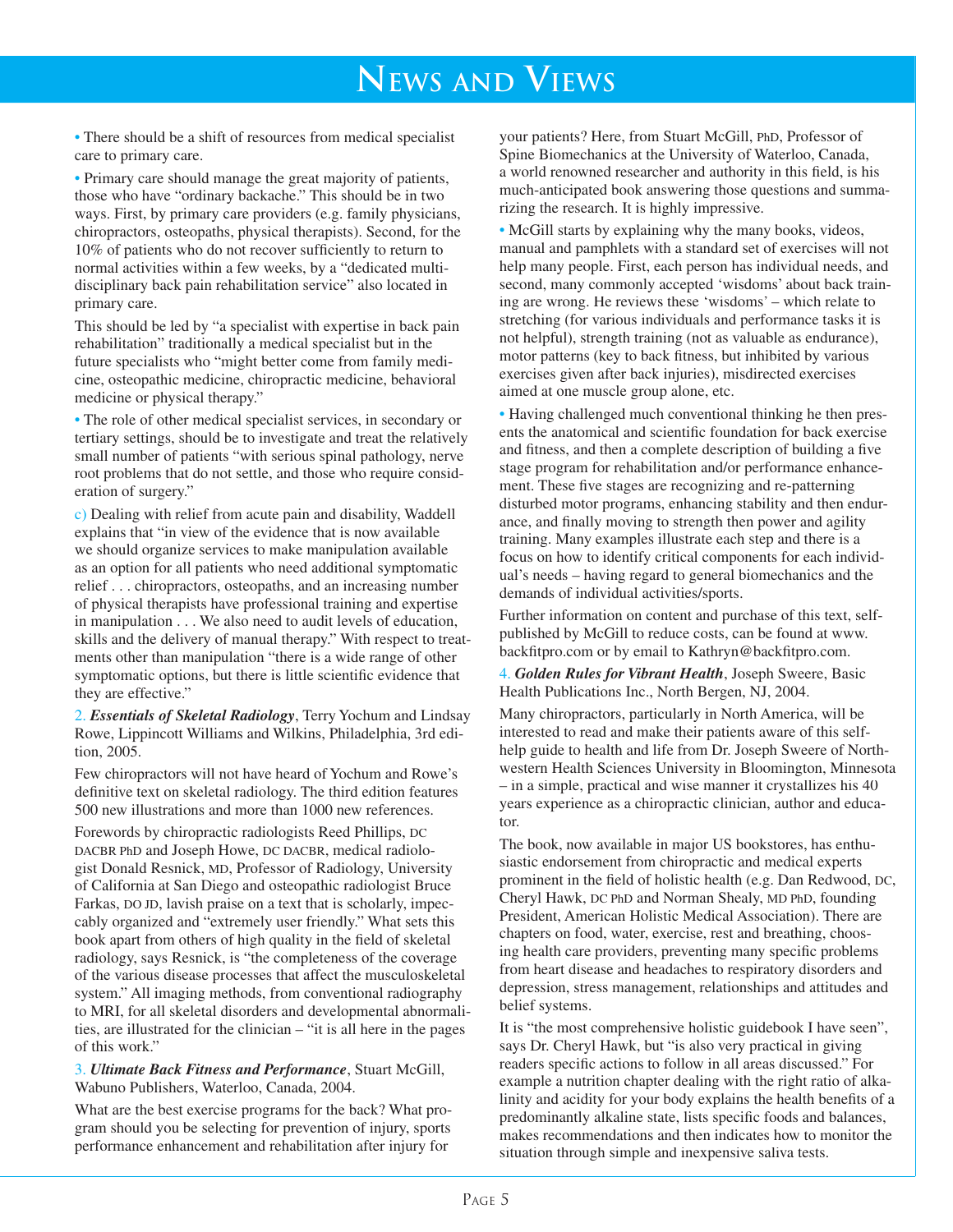# NEWS AND VIEWS

- There should be a shift of resources from medical specialist care to primary care.

- Primary care should manage the great majority of patients, those who have "ordinary backache." This should be in two ways. First, by primary care providers (e.g. family physicians, chiropractors, osteopaths, physical therapists). Second, for the 10% of patients who do not recover sufficiently to return to normal activities within a few weeks, by a "dedicated multi-disciplinary back pain rehabilitation service" also located in primary care.

This should be led by "a specialist with expertise in back pain rehabilitation" traditionally a medical specialist but in the future specialists who "might better come from family medicine, osteopathic medicine, chiropractic medicine, behavioral medicine or physical therapy."

- The role of other medical specialist services, in secondary or tertiary settings, should be to investigate and treat the relatively small number of patients "with serious spinal pathology, nerve root problems that do not settle, and those who require consideration of surgery."

c) Dealing with relief from acute pain and disability, Waddell explains that "in view of the evidence that is now available we should organize services to make manipulation available as an option for all patients who need additional symptomatic relief . . . chiropractors, osteopaths, and an increasing number of physical therapists have professional training and expertise in manipulation . . . We also need to audit levels of education, skills and the delivery of manual therapy." With respect to treatments other than manipulation "there is a wide range of other symptomatic options, but there is little scientific evidence that they are effective."

2. ***Essentials of Skeletal Radiology***, Terry Yochum and Lindsay Rowe, Lippincott Williams and Wilkins, Philadelphia, 3rd edition, 2005.

Few chiropractors will not have heard of Yochum and Rowe's definitive text on skeletal radiology. The third edition features 500 new illustrations and more than 1000 new references.

Forewords by chiropractic radiologists Reed Phillips, DC DACBR PhD and Joseph Howe, DC DACBR, medical radiologist Donald Resnick, MD, Professor of Radiology, University of California at San Diego and osteopathic radiologist Bruce Farkas, DO JD, lavish praise on a text that is scholarly, impeccably organized and "extremely user friendly." What sets this book apart from others of high quality in the field of skeletal radiology, says Resnick, is "the completeness of the coverage of the various disease processes that affect the musculoskeletal system." All imaging methods, from conventional radiography to MRI, for all skeletal disorders and developmental abnormalities, are illustrated for the clinician – "it is all here in the pages of this work."

3. ***Ultimate Back Fitness and Performance***, Stuart McGill, Wabuno Publishers, Waterloo, Canada, 2004.

What are the best exercise programs for the back? What program should you be selecting for prevention of injury, sports performance enhancement and rehabilitation after injury for your patients? Here, from Stuart McGill, PhD, Professor of Spine Biomechanics at the University of Waterloo, Canada, a world renowned researcher and authority in this field, is his much-anticipated book answering those questions and summarizing the research. It is highly impressive.

- McGill starts by explaining why the many books, videos, manual and pamphlets with a standard set of exercises will not help many people. First, each person has individual needs, and second, many commonly accepted 'wisdoms' about back training are wrong. He reviews these 'wisdoms' – which relate to stretching (for various individuals and performance tasks it is not helpful), strength training (not as valuable as endurance), motor patterns (key to back fitness, but inhibited by various exercises given after back injuries), misdirected exercises aimed at one muscle group alone, etc.

- Having challenged much conventional thinking he then presents the anatomical and scientific foundation for back exercise and fitness, and then a complete description of building a five stage program for rehabilitation and/or performance enhancement. These five stages are recognizing and re-patterning disturbed motor programs, enhancing stability and then endurance, and finally moving to strength then power and agility training. Many examples illustrate each step and there is a focus on how to identify critical components for each individual's needs – having regard to general biomechanics and the demands of individual activities/sports.

Further information on content and purchase of this text, self-published by McGill to reduce costs, can be found at www.backfitpro.com or by email to Kathryn@backfitpro.com.

4. ***Golden Rules for Vibrant Health***, Joseph Sweere, Basic Health Publications Inc., North Bergen, NJ, 2004.

Many chiropractors, particularly in North America, will be interested to read and make their patients aware of this self-help guide to health and life from Dr. Joseph Sweere of Northwestern Health Sciences University in Bloomington, Minnesota – in a simple, practical and wise manner it crystallizes his 40 years experience as a chiropractic clinician, author and educator.

The book, now available in major US bookstores, has enthusiastic endorsement from chiropractic and medical experts prominent in the field of holistic health (e.g. Dan Redwood, DC, Cheryl Hawk, DC PhD and Norman Shealy, MD PhD, founding President, American Holistic Medical Association). There are chapters on food, water, exercise, rest and breathing, choosing health care providers, preventing many specific problems from heart disease and headaches to respiratory disorders and depression, stress management, relationships and attitudes and belief systems.

It is "the most comprehensive holistic guidebook I have seen", says Dr. Cheryl Hawk, but "is also very practical in giving readers specific actions to follow in all areas discussed." For example a nutrition chapter dealing with the right ratio of alkalinity and acidity for your body explains the health benefits of a predominantly alkaline state, lists specific foods and balances, makes recommendations and then indicates how to monitor the situation through simple and inexpensive saliva tests.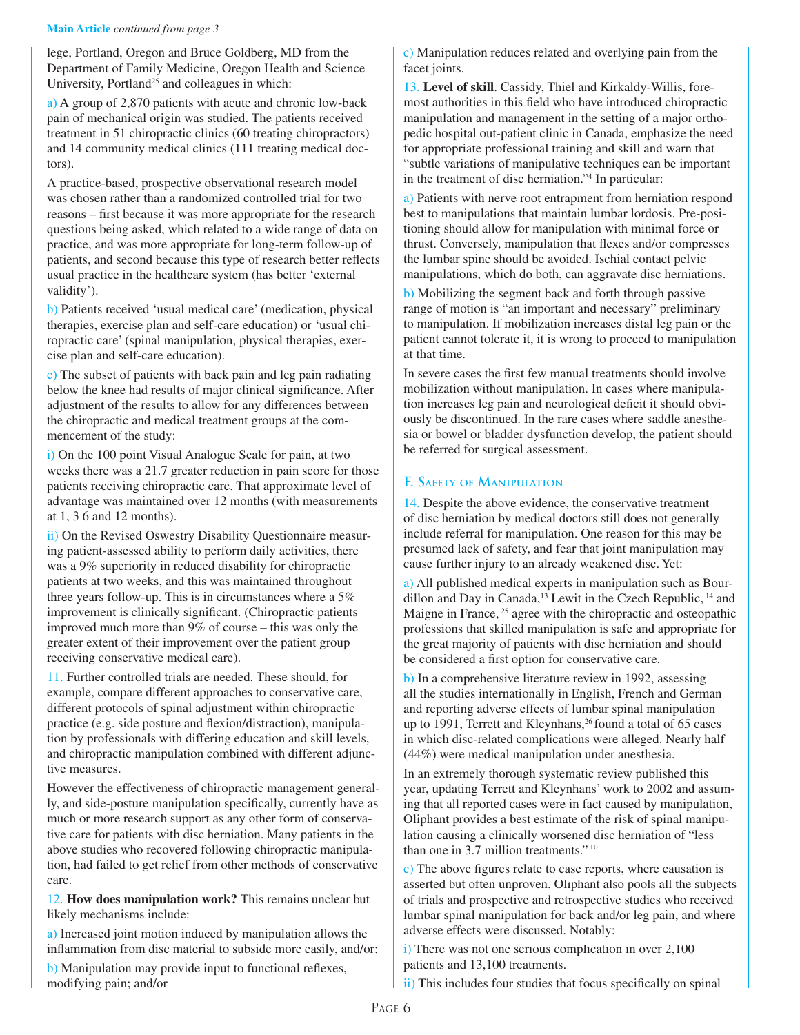lege, Portland, Oregon and Bruce Goldberg, MD from the Department of Family Medicine, Oregon Health and Science University, Portland[25] and colleagues in which:

a) A group of 2,870 patients with acute and chronic low-back pain of mechanical origin was studied. The patients received treatment in 51 chiropractic clinics (60 treating chiropractors) and 14 community medical clinics (111 treating medical doctors).

A practice-based, prospective observational research model was chosen rather than a randomized controlled trial for two reasons – first because it was more appropriate for the research questions being asked, which related to a wide range of data on practice, and was more appropriate for long-term follow-up of patients, and second because this type of research better reflects usual practice in the healthcare system (has better 'external validity').

b) Patients received 'usual medical care' (medication, physical therapies, exercise plan and self-care education) or 'usual chiropractic care' (spinal manipulation, physical therapies, exercise plan and self-care education).

c) The subset of patients with back pain and leg pain radiating below the knee had results of major clinical significance. After adjustment of the results to allow for any differences between the chiropractic and medical treatment groups at the commencement of the study:

i) On the 100 point Visual Analogue Scale for pain, at two weeks there was a 21.7 greater reduction in pain score for those patients receiving chiropractic care. That approximate level of advantage was maintained over 12 months (with measurements at 1, 3 6 and 12 months).

ii) On the Revised Oswestry Disability Questionnaire measuring patient-assessed ability to perform daily activities, there was a 9% superiority in reduced disability for chiropractic patients at two weeks, and this was maintained throughout three years follow-up. This is in circumstances where a 5% improvement is clinically significant. (Chiropractic patients improved much more than 9% of course – this was only the greater extent of their improvement over the patient group receiving conservative medical care).

11. Further controlled trials are needed. These should, for example, compare different approaches to conservative care, different protocols of spinal adjustment within chiropractic practice (e.g. side posture and flexion/distraction), manipulation by professionals with differing education and skill levels, and chiropractic manipulation combined with different adjunctive measures.

However the effectiveness of chiropractic management generally, and side-posture manipulation specifically, currently have as much or more research support as any other form of conservative care for patients with disc herniation. Many patients in the above studies who recovered following chiropractic manipulation, had failed to get relief from other methods of conservative care.

12. **How does manipulation work?** This remains unclear but likely mechanisms include:

a) Increased joint motion induced by manipulation allows the inflammation from disc material to subside more easily, and/or:

b) Manipulation may provide input to functional reflexes, modifying pain; and/or

c) Manipulation reduces related and overlying pain from the facet joints.

13. **Level of skill**. Cassidy, Thiel and Kirkaldy-Willis, foremost authorities in this field who have introduced chiropractic manipulation and management in the setting of a major orthopedic hospital out-patient clinic in Canada, emphasize the need for appropriate professional training and skill and warn that "subtle variations of manipulative techniques can be important in the treatment of disc herniation."[4] In particular:

a) Patients with nerve root entrapment from herniation respond best to manipulations that maintain lumbar lordosis. Pre-positioning should allow for manipulation with minimal force or thrust. Conversely, manipulation that flexes and/or compresses the lumbar spine should be avoided. Ischial contact pelvic manipulations, which do both, can aggravate disc herniations.

b) Mobilizing the segment back and forth through passive range of motion is "an important and necessary" preliminary to manipulation. If mobilization increases distal leg pain or the patient cannot tolerate it, it is wrong to proceed to manipulation at that time.

In severe cases the first few manual treatments should involve mobilization without manipulation. In cases where manipulation increases leg pain and neurological deficit it should obviously be discontinued. In the rare cases where saddle anesthesia or bowel or bladder dysfunction develop, the patient should be referred for surgical assessment.

## F. Safety of Manipulation

14. Despite the above evidence, the conservative treatment of disc herniation by medical doctors still does not generally include referral for manipulation. One reason for this may be presumed lack of safety, and fear that joint manipulation may cause further injury to an already weakened disc. Yet:

a) All published medical experts in manipulation such as Bourdillon and Day in Canada,[13] Lewit in the Czech Republic,[14] and Maigne in France,[25] agree with the chiropractic and osteopathic professions that skilled manipulation is safe and appropriate for the great majority of patients with disc herniation and should be considered a first option for conservative care.

b) In a comprehensive literature review in 1992, assessing all the studies internationally in English, French and German and reporting adverse effects of lumbar spinal manipulation up to 1991, Terrett and Kleynhans,[26] found a total of 65 cases in which disc-related complications were alleged. Nearly half (44%) were medical manipulation under anesthesia.

In an extremely thorough systematic review published this year, updating Terrett and Kleynhans' work to 2002 and assuming that all reported cases were in fact caused by manipulation, Oliphant provides a best estimate of the risk of spinal manipulation causing a clinically worsened disc herniation of "less than one in 3.7 million treatments."[10]

c) The above figures relate to case reports, where causation is asserted but often unproven. Oliphant also pools all the subjects of trials and prospective and retrospective studies who received lumbar spinal manipulation for back and/or leg pain, and where adverse effects were discussed. Notably:

i) There was not one serious complication in over 2,100 patients and 13,100 treatments.

ii) This includes four studies that focus specifically on spinal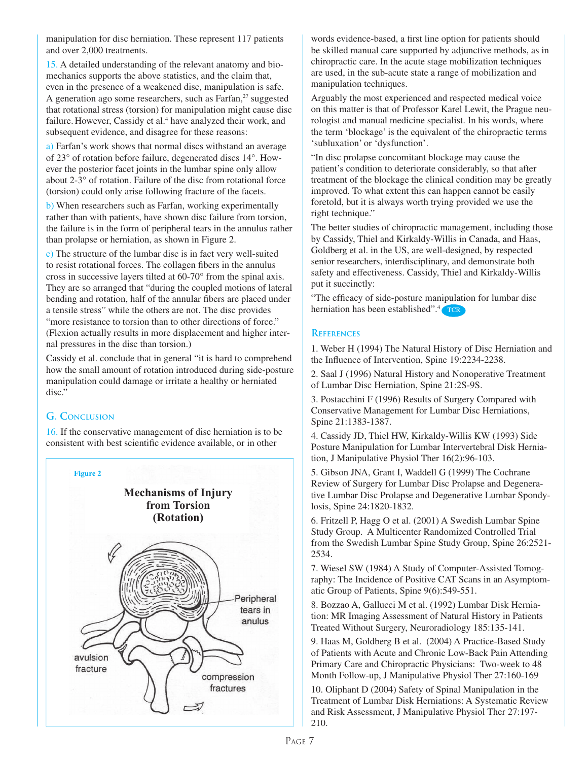manipulation for disc herniation. These represent 117 patients and over 2,000 treatments.

15. A detailed understanding of the relevant anatomy and biomechanics supports the above statistics, and the claim that, even in the presence of a weakened disc, manipulation is safe. A generation ago some researchers, such as Farfan,[27] suggested that rotational stress (torsion) for manipulation might cause disc failure. However, Cassidy et al.[4] have analyzed their work, and subsequent evidence, and disagree for these reasons:

a) Farfan's work shows that normal discs withstand an average of 23° of rotation before failure, degenerated discs 14°. However the posterior facet joints in the lumbar spine only allow about 2-3° of rotation. Failure of the disc from rotational force (torsion) could only arise following fracture of the facets.

b) When researchers such as Farfan, working experimentally rather than with patients, have shown disc failure from torsion, the failure is in the form of peripheral tears in the annulus rather than prolapse or herniation, as shown in Figure 2.

c) The structure of the lumbar disc is in fact very well-suited to resist rotational forces. The collagen fibers in the annulus cross in successive layers tilted at 60-70° from the spinal axis. They are so arranged that "during the coupled motions of lateral bending and rotation, half of the annular fibers are placed under a tensile stress" while the others are not. The disc provides "more resistance to torsion than to other directions of force." (Flexion actually results in more displacement and higher internal pressures in the disc than torsion.)

Cassidy et al. conclude that in general "it is hard to comprehend how the small amount of rotation introduced during side-posture manipulation could damage or irritate a healthy or herniated disc."

## G. Conclusion

16. If the conservative management of disc herniation is to be consistent with best scientific evidence available, or in other words evidence-based, a first line option for patients should be skilled manual care supported by adjunctive methods, as in chiropractic care. In the acute stage mobilization techniques are used, in the sub-acute state a range of mobilization and manipulation techniques.

**Figure 2**

**Mechanisms of Injury from Torsion (Rotation)**

Peripheral tears in anulus

avulsion fracture

compression fractures

Arguably the most experienced and respected medical voice on this matter is that of Professor Karel Lewit, the Prague neurologist and manual medicine specialist. In his words, where the term 'blockage' is the equivalent of the chiropractic terms 'subluxation' or 'dysfunction'.

"In disc prolapse concomitant blockage may cause the patient's condition to deteriorate considerably, so that after treatment of the blockage the clinical condition may be greatly improved. To what extent this can happen cannot be easily foretold, but it is always worth trying provided we use the right technique."

The better studies of chiropractic management, including those by Cassidy, Thiel and Kirkaldy-Willis in Canada, and Haas, Goldberg et al. in the US, are well-designed, by respected senior researchers, interdisciplinary, and demonstrate both safety and effectiveness. Cassidy, Thiel and Kirkaldy-Willis put it succinctly:

"The efficacy of side-posture manipulation for lumbar disc herniation has been established".[4] TCR

## References

1. Weber H (1994) The Natural History of Disc Herniation and the Influence of Intervention, Spine 19:2234-2238.

2. Saal J (1996) Natural History and Nonoperative Treatment of Lumbar Disc Herniation, Spine 21:2S-9S.

3. Postacchini F (1996) Results of Surgery Compared with Conservative Management for Lumbar Disc Herniations, Spine 21:1383-1387.

4. Cassidy JD, Thiel HW, Kirkaldy-Willis KW (1993) Side Posture Manipulation for Lumbar Intervertebral Disk Herniation, J Manipulative Physiol Ther 16(2):96-103.

5. Gibson JNA, Grant I, Waddell G (1999) The Cochrane Review of Surgery for Lumbar Disc Prolapse and Degenerative Lumbar Disc Prolapse and Degenerative Lumbar Spondylosis, Spine 24:1820-1832.

6. Fritzell P, Hagg O et al. (2001) A Swedish Lumbar Spine Study Group. A Multicenter Randomized Controlled Trial from the Swedish Lumbar Spine Study Group, Spine 26:2521-2534.

7. Wiesel SW (1984) A Study of Computer-Assisted Tomography: The Incidence of Positive CAT Scans in an Asymptomatic Group of Patients, Spine 9(6):549-551.

8. Bozzao A, Gallucci M et al. (1992) Lumbar Disk Herniation: MR Imaging Assessment of Natural History in Patients Treated Without Surgery, Neuroradiology 185:135-141.

9. Haas M, Goldberg B et al. (2004) A Practice-Based Study of Patients with Acute and Chronic Low-Back Pain Attending Primary Care and Chiropractic Physicians: Two-week to 48 Month Follow-up, J Manipulative Physiol Ther 27:160-169

10. Oliphant D (2004) Safety of Spinal Manipulation in the Treatment of Lumbar Disk Herniations: A Systematic Review and Risk Assessment, J Manipulative Physiol Ther 27:197-210.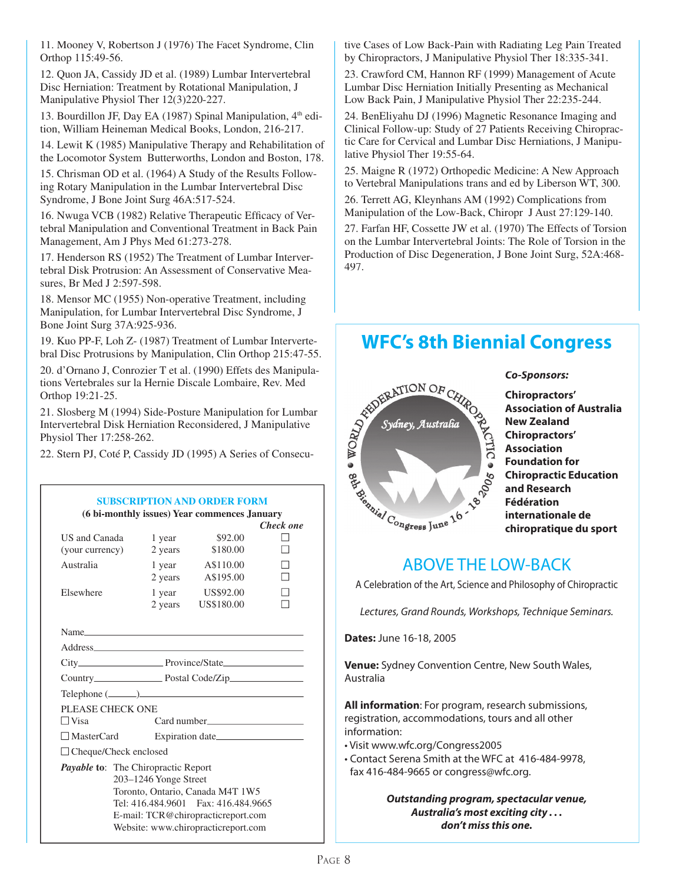11. Mooney V, Robertson J (1976) The Facet Syndrome, Clin Orthop 115:49-56.

12. Quon JA, Cassidy JD et al. (1989) Lumbar Intervertebral Disc Herniation: Treatment by Rotational Manipulation, J Manipulative Physiol Ther 12(3)220-227.

13. Bourdillon JF, Day EA (1987) Spinal Manipulation, 4th edition, William Heineman Medical Books, London, 216-217.

14. Lewit K (1985) Manipulative Therapy and Rehabilitation of the Locomotor System Butterworths, London and Boston, 178.

15. Chrisman OD et al. (1964) A Study of the Results Following Rotary Manipulation in the Lumbar Intervertebral Disc Syndrome, J Bone Joint Surg 46A:517-524.

16. Nwuga VCB (1982) Relative Therapeutic Efficacy of Vertebral Manipulation and Conventional Treatment in Back Pain Management, Am J Phys Med 61:273-278.

17. Henderson RS (1952) The Treatment of Lumbar Intervertebral Disk Protrusion: An Assessment of Conservative Measures, Br Med J 2:597-598.

18. Mensor MC (1955) Non-operative Treatment, including Manipulation, for Lumbar Intervertebral Disc Syndrome, J Bone Joint Surg 37A:925-936.

19. Kuo PP-F, Loh Z- (1987) Treatment of Lumbar Intervertebral Disc Protrusions by Manipulation, Clin Orthop 215:47-55.

20. d'Ornano J, Conrozier T et al. (1990) Effets des Manipulations Vertebrales sur la Hernie Discale Lombaire, Rev. Med Orthop 19:21-25.

21. Slosberg M (1994) Side-Posture Manipulation for Lumbar Intervertebral Disk Herniation Reconsidered, J Manipulative Physiol Ther 17:258-262.

22. Stern PJ, Coté P, Cassidy JD (1995) A Series of Consecutive Cases of Low Back-Pain with Radiating Leg Pain Treated by Chiropractors, J Manipulative Physiol Ther 18:335-341.

23. Crawford CM, Hannon RF (1999) Management of Acute Lumbar Disc Herniation Initially Presenting as Mechanical Low Back Pain, J Manipulative Physiol Ther 22:235-244.

24. BenEliyahu DJ (1996) Magnetic Resonance Imaging and Clinical Follow-up: Study of 27 Patients Receiving Chiropractic Care for Cervical and Lumbar Disc Herniations, J Manipulative Physiol Ther 19:55-64.

25. Maigne R (1972) Orthopedic Medicine: A New Approach to Vertebral Manipulations trans and ed by Liberson WT, 300.

26. Terrett AG, Kleynhans AM (1992) Complications from Manipulation of the Low-Back, Chiropr J Aust 27:129-140.

27. Farfan HF, Cossette JW et al. (1970) The Effects of Torsion on the Lumbar Intervertebral Joints: The Role of Torsion in the Production of Disc Degeneration, J Bone Joint Surg, 52A:468-497.

## SUBSCRIPTION AND ORDER FORM

**(6 bi-monthly issues) Year commences January**

| | | | *Check one* |
|---|---|---|---|
| US and Canada (your currency) | 1 year | $92.00 | ☐ |
| | 2 years | $180.00 | ☐ |
| Australia | 1 year | A$110.00 | ☐ |
| | 2 years | A$195.00 | ☐ |
| Elsewhere | 1 year | US$92.00 | ☐ |
| | 2 years | US$180.00 | ☐ |

Name\_\_\_\_\_\_\_\_\_\_\_\_\_\_\_\_\_\_\_\_\_\_\_\_\_\_\_\_

Address\_\_\_\_\_\_\_\_\_\_\_\_\_\_\_\_\_\_\_\_\_\_\_\_\_\_\_\_

City\_\_\_\_\_\_\_\_\_\_\_\_\_\_ Province/State\_\_\_\_\_\_\_\_\_\_\_\_\_\_

Country\_\_\_\_\_\_\_\_\_\_\_\_\_\_ Postal Code/Zip\_\_\_\_\_\_\_\_\_\_\_\_\_\_

Telephone (\_\_\_\_\_)\_\_\_\_\_\_\_\_\_\_\_\_\_\_\_\_\_\_\_\_\_\_\_\_\_\_\_\_

PLEASE CHECK ONE

☐ Visa Card number\_\_\_\_\_\_\_\_\_\_\_\_\_\_\_\_\_\_

☐ MasterCard Expiration date\_\_\_\_\_\_\_\_\_\_\_\_\_\_\_\_\_\_

☐ Cheque/Check enclosed

***Payable* to**: The Chiropractic Report
203–1246 Yonge Street
Toronto, Ontario, Canada M4T 1W5
Tel: 416.484.9601 Fax: 416.484.9665
E-mail: TCR@chiropracticreport.com
Website: www.chiropracticreport.com

## WFC's 8th Biennial Congress

WORLD FEDERATION OF CHIROPRACTIC • Sydney, Australia • 8th Biennial Congress June 16 - 18 2005

***Co-Sponsors:***

**Chiropractors' Association of Australia**
**New Zealand Chiropractors' Association**
**Foundation for Chiropractic Education and Research**
**Fédération internationale de chiropratique du sport**

## ABOVE THE LOW-BACK

A Celebration of the Art, Science and Philosophy of Chiropractic

*Lectures, Grand Rounds, Workshops, Technique Seminars.*

**Dates:** June 16-18, 2005

**Venue:** Sydney Convention Centre, New South Wales, Australia

**All information**: For program, research submissions, registration, accommodations, tours and all other information:

- Visit www.wfc.org/Congress2005
- Contact Serena Smith at the WFC at 416-484-9978, fax 416-484-9665 or congress@wfc.org.

***Outstanding program, spectacular venue, Australia's most exciting city . . . don't miss this one.***